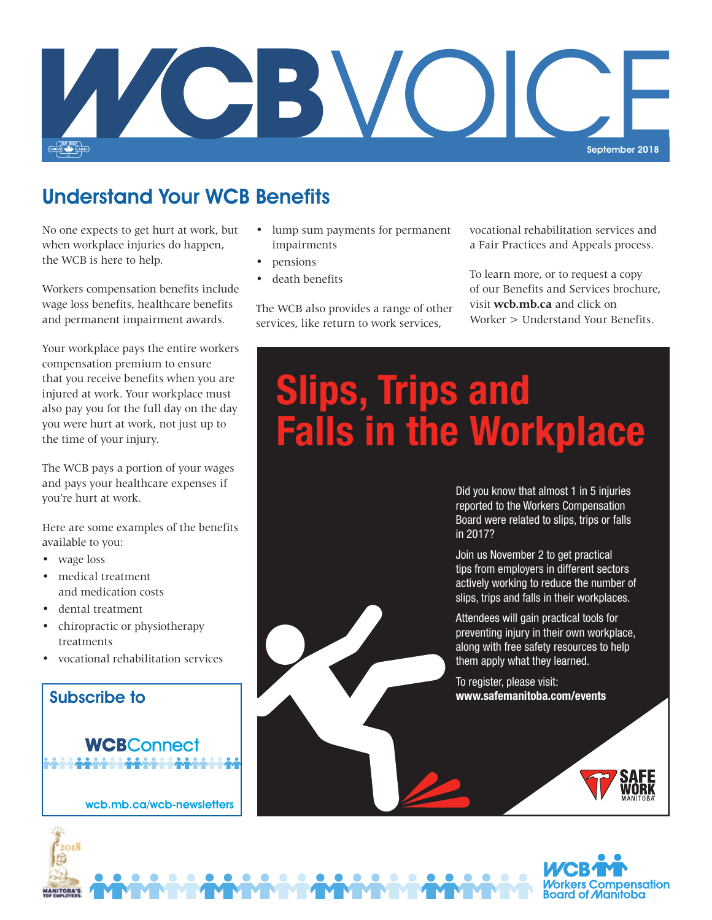# WCB VOICE

September 2018

## Understand Your WCB Benefits

No one expects to get hurt at work, but when workplace injuries do happen, the WCB is here to help.

Workers compensation benefits include wage loss benefits, healthcare benefits and permanent impairment awards.

Your workplace pays the entire workers compensation premium to ensure that you receive benefits when you are injured at work. Your workplace must also pay you for the full day on the day you were hurt at work, not just up to the time of your injury.

The WCB pays a portion of your wages and pays your healthcare expenses if you're hurt at work.

Here are some examples of the benefits available to you:

- wage loss
- medical treatment and medication costs
- dental treatment
- chiropractic or physiotherapy treatments
- vocational rehabilitation services
- lump sum payments for permanent impairments
- pensions
- death benefits

The WCB also provides a range of other services, like return to work services, vocational rehabilitation services and a Fair Practices and Appeals process.

To learn more, or to request a copy of our Benefits and Services brochure, visit **wcb.mb.ca** and click on Worker > Understand Your Benefits.

**Subscribe to WCBConnect**

wcb.mb.ca/wcb-newsletters

## Slips, Trips and Falls in the Workplace

Did you know that almost 1 in 5 injuries reported to the Workers Compensation Board were related to slips, trips or falls in 2017?

Join us November 2 to get practical tips from employers in different sectors actively working to reduce the number of slips, trips and falls in their workplaces.

Attendees will gain practical tools for preventing injury in their own workplace, along with free safety resources to help them apply what they learned.

To register, please visit:
**www.safemanitoba.com/events**

SAFE WORK MANITOBA

WCB Workers Compensation Board of Manitoba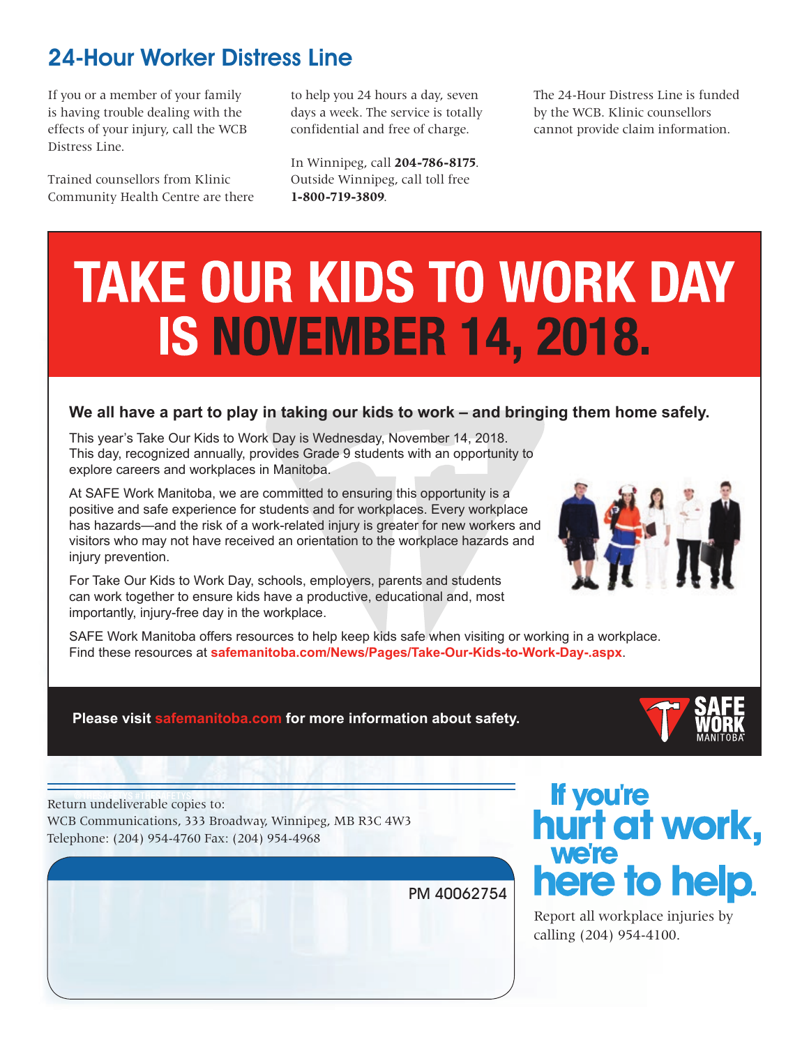## 24-Hour Worker Distress Line

If you or a member of your family is having trouble dealing with the effects of your injury, call the WCB Distress Line.

Trained counsellors from Klinic Community Health Centre are there to help you 24 hours a day, seven days a week. The service is totally confidential and free of charge.

In Winnipeg, call **204-786-8175**. Outside Winnipeg, call toll free **1-800-719-3809**.

The 24-Hour Distress Line is funded by the WCB. Klinic counsellors cannot provide claim information.

# TAKE OUR KIDS TO WORK DAY IS NOVEMBER 14, 2018.

**We all have a part to play in taking our kids to work – and bringing them home safely.**

This year's Take Our Kids to Work Day is Wednesday, November 14, 2018. This day, recognized annually, provides Grade 9 students with an opportunity to explore careers and workplaces in Manitoba.

At SAFE Work Manitoba, we are committed to ensuring this opportunity is a positive and safe experience for students and for workplaces. Every workplace has hazards—and the risk of a work-related injury is greater for new workers and visitors who may not have received an orientation to the workplace hazards and injury prevention.

For Take Our Kids to Work Day, schools, employers, parents and students can work together to ensure kids have a productive, educational and, most importantly, injury-free day in the workplace.

SAFE Work Manitoba offers resources to help keep kids safe when visiting or working in a workplace. Find these resources at **safemanitoba.com/News/Pages/Take-Our-Kids-to-Work-Day-.aspx**.

**Please visit safemanitoba.com for more information about safety.**

SAFE WORK MANITOBA

Return undeliverable copies to:
WCB Communications, 333 Broadway, Winnipeg, MB R3C 4W3
Telephone: (204) 954-4760 Fax: (204) 954-4968

PM 40062754

**If you're hurt at work, we're here to help.**

Report all workplace injuries by calling (204) 954-4100.